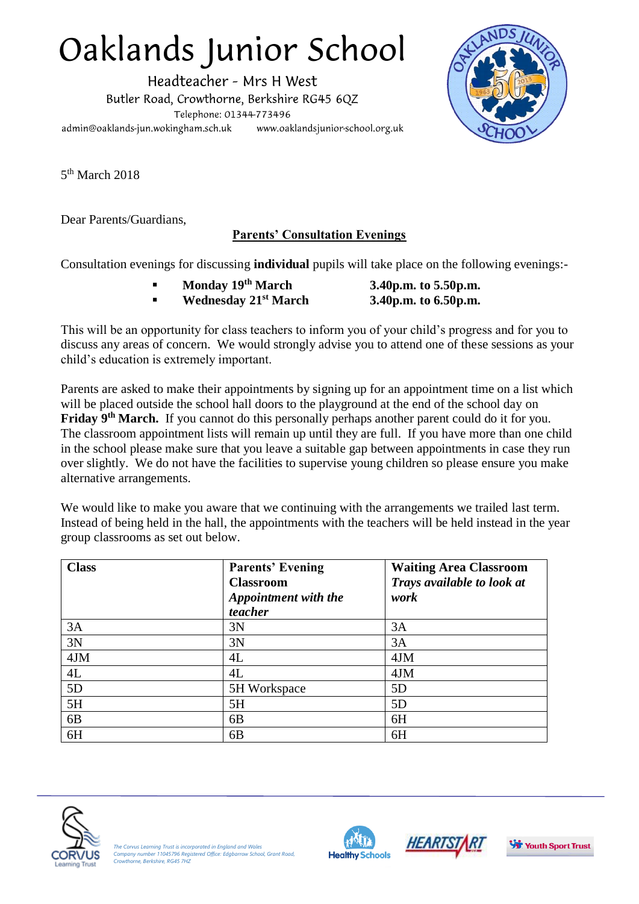# Oaklands Junior School

Headteacher - Mrs H West
Butler Road, Crowthorne, Berkshire RG45 6QZ
Telephone: 01344-773496
admin@oaklands-jun.wokingham.sch.uk www.oaklandsjunior-school.org.uk

5th March 2018

Dear Parents/Guardians,

## Parents' Consultation Evenings

Consultation evenings for discussing **individual** pupils will take place on the following evenings:-

- **Monday 19th March** **3.40p.m. to 5.50p.m.**
- **Wednesday 21st March** **3.40p.m. to 6.50p.m.**

This will be an opportunity for class teachers to inform you of your child's progress and for you to discuss any areas of concern. We would strongly advise you to attend one of these sessions as your child's education is extremely important.

Parents are asked to make their appointments by signing up for an appointment time on a list which will be placed outside the school hall doors to the playground at the end of the school day on **Friday 9th March.** If you cannot do this personally perhaps another parent could do it for you. The classroom appointment lists will remain up until they are full. If you have more than one child in the school please make sure that you leave a suitable gap between appointments in case they run over slightly. We do not have the facilities to supervise young children so please ensure you make alternative arrangements.

We would like to make you aware that we continuing with the arrangements we trailed last term. Instead of being held in the hall, the appointments with the teachers will be held instead in the year group classrooms as set out below.

| **Class** | **Parents' Evening Classroom** ***Appointment with the teacher*** | **Waiting Area Classroom** ***Trays available to look at work*** |
|---|---|---|
| 3A | 3N | 3A |
| 3N | 3N | 3A |
| 4JM | 4L | 4JM |
| 4L | 4L | 4JM |
| 5D | 5H Workspace | 5D |
| 5H | 5H | 5D |
| 6B | 6B | 6H |
| 6H | 6B | 6H |

*The Corvus Learning Trust is incorporated in England and Wales Company number 11045796 Registered Office: Edgbarrow School, Grant Road, Crowthorne, Berkshire, RG45 7HZ*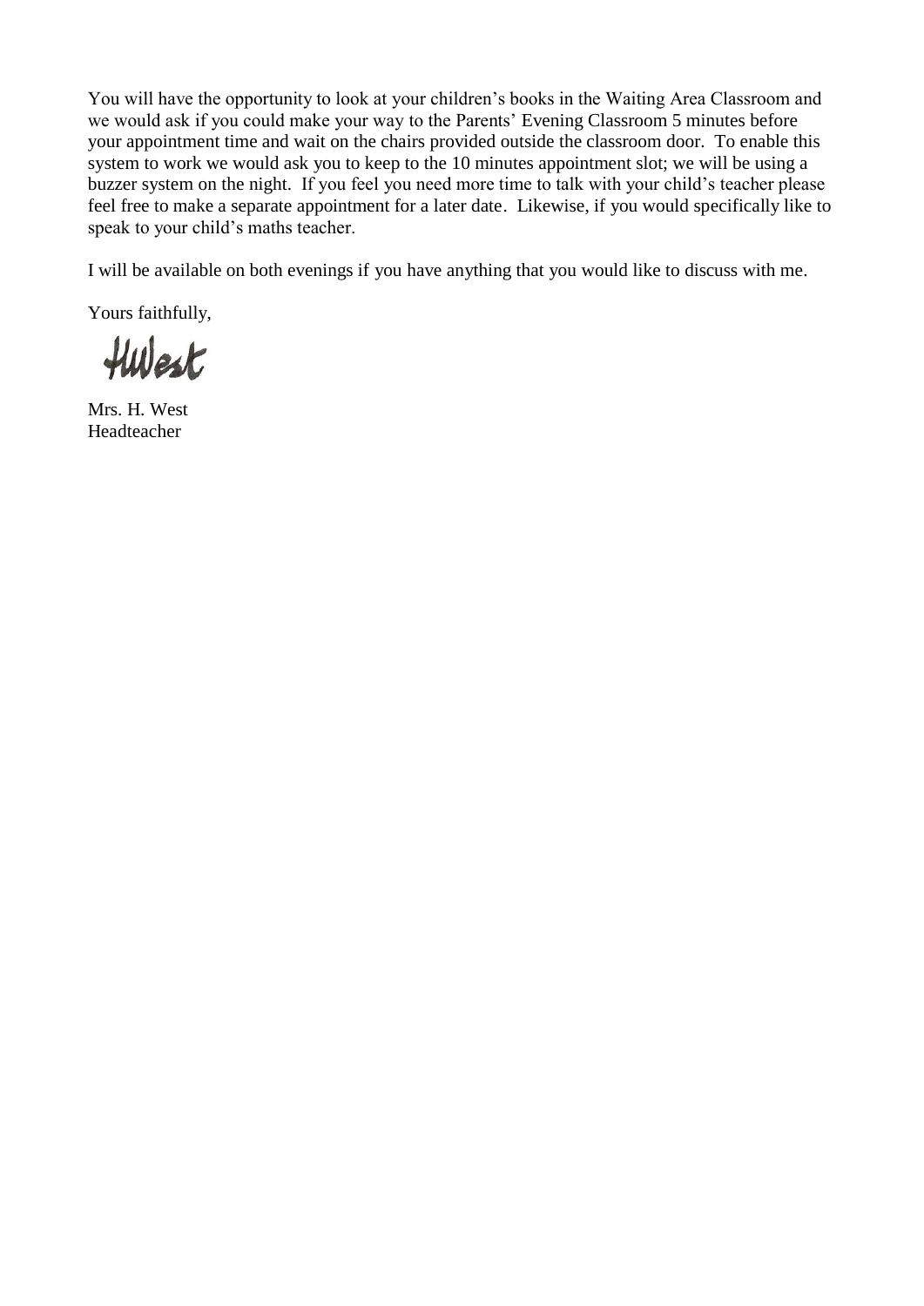You will have the opportunity to look at your children's books in the Waiting Area Classroom and we would ask if you could make your way to the Parents' Evening Classroom 5 minutes before your appointment time and wait on the chairs provided outside the classroom door. To enable this system to work we would ask you to keep to the 10 minutes appointment slot; we will be using a buzzer system on the night. If you feel you need more time to talk with your child's teacher please feel free to make a separate appointment for a later date. Likewise, if you would specifically like to speak to your child's maths teacher.

I will be available on both evenings if you have anything that you would like to discuss with me.

Yours faithfully,

HWest

Mrs. H. West
Headteacher